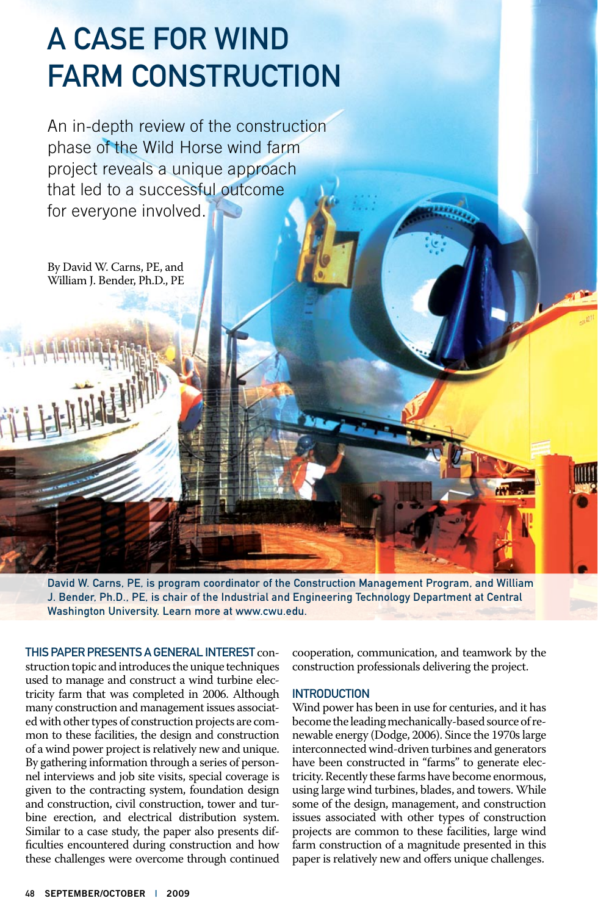# A CASE FOR WIND FARM CONSTRUCTION

An in-depth review of the construction phase of the Wild Horse wind farm project reveals a unique approach that led to a successful outcome for everyone involved.

By David W. Carns, PE, and William J. Bender, Ph.D., PE

David W. Carns, PE, is program coordinator of the Construction Management Program, and William J. Bender, Ph.D., PE, is chair of the Industrial and Engineering Technology Department at Central Washington University. Learn more at www.cwu.edu.

**THIS PAPER PRESENTS A GENERAL INTEREST** construction topic and introduces the unique techniques used to manage and construct a wind turbine electricity farm that was completed in 2006. Although many construction and management issues associated with other types of construction projects are common to these facilities, the design and construction of a wind power project is relatively new and unique. By gathering information through a series of personnel interviews and job site visits, special coverage is given to the contracting system, foundation design and construction, civil construction, tower and turbine erection, and electrical distribution system. Similar to a case study, the paper also presents difficulties encountered during construction and how these challenges were overcome through continued cooperation, communication, and teamwork by the construction professionals delivering the project.

## INTRODUCTION

Wind power has been in use for centuries, and it has become the leading mechanically-based source of renewable energy (Dodge, 2006). Since the 1970s large interconnected wind-driven turbines and generators have been constructed in "farms" to generate electricity. Recently these farms have become enormous, using large wind turbines, blades, and towers. While some of the design, management, and construction issues associated with other types of construction projects are common to these facilities, large wind farm construction of a magnitude presented in this paper is relatively new and offers unique challenges.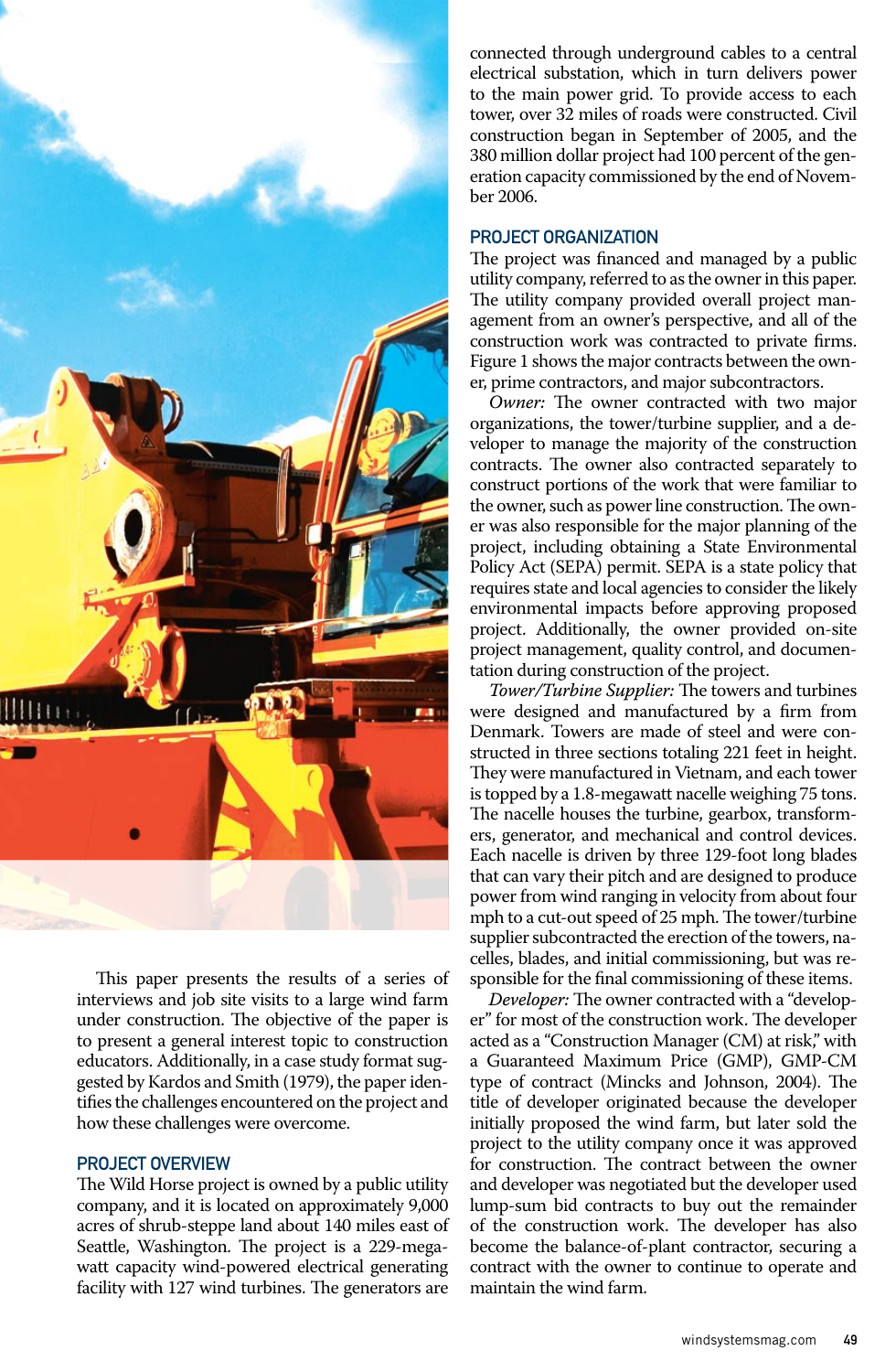This paper presents the results of a series of interviews and job site visits to a large wind farm under construction. The objective of the paper is to present a general interest topic to construction educators. Additionally, in a case study format suggested by Kardos and Smith (1979), the paper identifies the challenges encountered on the project and how these challenges were overcome.

## PROJECT OVERVIEW

The Wild Horse project is owned by a public utility company, and it is located on approximately 9,000 acres of shrub-steppe land about 140 miles east of Seattle, Washington. The project is a 229-megawatt capacity wind-powered electrical generating facility with 127 wind turbines. The generators are connected through underground cables to a central electrical substation, which in turn delivers power to the main power grid. To provide access to each tower, over 32 miles of roads were constructed. Civil construction began in September of 2005, and the 380 million dollar project had 100 percent of the generation capacity commissioned by the end of November 2006.

## PROJECT ORGANIZATION

The project was financed and managed by a public utility company, referred to as the owner in this paper. The utility company provided overall project management from an owner's perspective, and all of the construction work was contracted to private firms. Figure 1 shows the major contracts between the owner, prime contractors, and major subcontractors.

*Owner:* The owner contracted with two major organizations, the tower/turbine supplier, and a developer to manage the majority of the construction contracts. The owner also contracted separately to construct portions of the work that were familiar to the owner, such as power line construction. The owner was also responsible for the major planning of the project, including obtaining a State Environmental Policy Act (SEPA) permit. SEPA is a state policy that requires state and local agencies to consider the likely environmental impacts before approving proposed project. Additionally, the owner provided on-site project management, quality control, and documentation during construction of the project.

*Tower/Turbine Supplier:* The towers and turbines were designed and manufactured by a firm from Denmark. Towers are made of steel and were constructed in three sections totaling 221 feet in height. They were manufactured in Vietnam, and each tower is topped by a 1.8-megawatt nacelle weighing 75 tons. The nacelle houses the turbine, gearbox, transformers, generator, and mechanical and control devices. Each nacelle is driven by three 129-foot long blades that can vary their pitch and are designed to produce power from wind ranging in velocity from about four mph to a cut-out speed of 25 mph. The tower/turbine supplier subcontracted the erection of the towers, nacelles, blades, and initial commissioning, but was responsible for the final commissioning of these items.

*Developer:* The owner contracted with a "developer" for most of the construction work. The developer acted as a "Construction Manager (CM) at risk," with a Guaranteed Maximum Price (GMP), GMP-CM type of contract (Mincks and Johnson, 2004). The title of developer originated because the developer initially proposed the wind farm, but later sold the project to the utility company once it was approved for construction. The contract between the owner and developer was negotiated but the developer used lump-sum bid contracts to buy out the remainder of the construction work. The developer has also become the balance-of-plant contractor, securing a contract with the owner to continue to operate and maintain the wind farm.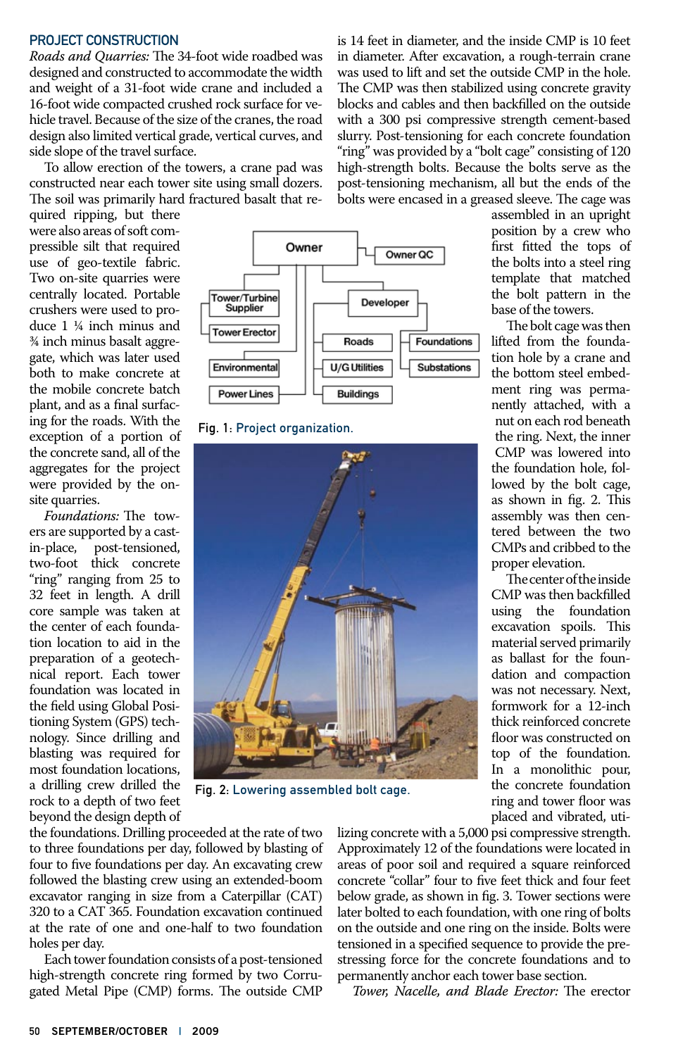## PROJECT CONSTRUCTION

*Roads and Quarries:* The 34-foot wide roadbed was designed and constructed to accommodate the width and weight of a 31-foot wide crane and included a 16-foot wide compacted crushed rock surface for vehicle travel. Because of the size of the cranes, the road design also limited vertical grade, vertical curves, and side slope of the travel surface.

To allow erection of the towers, a crane pad was constructed near each tower site using small dozers. The soil was primarily hard fractured basalt that required ripping, but there were also areas of soft compressible silt that required use of geo-textile fabric. Two on-site quarries were centrally located. Portable crushers were used to produce 1 ¼ inch minus and ¾ inch minus basalt aggregate, which was later used both to make concrete at the mobile concrete batch plant, and as a final surfacing for the roads. With the exception of a portion of the concrete sand, all of the aggregates for the project were provided by the on-site quarries.

*Foundations:* The towers are supported by a cast-in-place, post-tensioned, two-foot thick concrete "ring" ranging from 25 to 32 feet in length. A drill core sample was taken at the center of each foundation location to aid in the preparation of a geotechnical report. Each tower foundation was located in the field using Global Positioning System (GPS) technology. Since drilling and blasting was required for most foundation locations, a drilling crew drilled the rock to a depth of two feet beyond the design depth of the foundations. Drilling proceeded at the rate of two to three foundations per day, followed by blasting of four to five foundations per day. An excavating crew followed the blasting crew using an extended-boom excavator ranging in size from a Caterpillar (CAT) 320 to a CAT 365. Foundation excavation continued at the rate of one and one-half to two foundation holes per day.

Each tower foundation consists of a post-tensioned high-strength concrete ring formed by two Corrugated Metal Pipe (CMP) forms. The outside CMP is 14 feet in diameter, and the inside CMP is 10 feet in diameter. After excavation, a rough-terrain crane was used to lift and set the outside CMP in the hole. The CMP was then stabilized using concrete gravity blocks and cables and then backfilled on the outside with a 300 psi compressive strength cement-based slurry. Post-tensioning for each concrete foundation "ring" was provided by a "bolt cage" consisting of 120 high-strength bolts. Because the bolts serve as the post-tensioning mechanism, all but the ends of the bolts were encased in a greased sleeve. The cage was assembled in an upright position by a crew who first fitted the tops of the bolts into a steel ring template that matched the bolt pattern in the base of the towers.

Owner; Owner QC; Tower/Turbine Supplier; Tower Erector; Environmental; Power Lines; Developer; Roads; U/G Utilities; Buildings; Foundations; Substations

Fig. 1: Project organization.

Fig. 2: Lowering assembled bolt cage.

The bolt cage was then lifted from the foundation hole by a crane and the bottom steel embedment ring was permanently attached, with a nut on each rod beneath the ring. Next, the inner CMP was lowered into the foundation hole, followed by the bolt cage, as shown in fig. 2. This assembly was then centered between the two CMPs and cribbed to the proper elevation.

The center of the inside CMP was then backfilled using the foundation excavation spoils. This material served primarily as ballast for the foundation and compaction was not necessary. Next, formwork for a 12-inch thick reinforced concrete floor was constructed on top of the foundation. In a monolithic pour, the concrete foundation ring and tower floor was placed and vibrated, utilizing concrete with a 5,000 psi compressive strength. Approximately 12 of the foundations were located in areas of poor soil and required a square reinforced concrete "collar" four to five feet thick and four feet below grade, as shown in fig. 3. Tower sections were later bolted to each foundation, with one ring of bolts on the outside and one ring on the inside. Bolts were tensioned in a specified sequence to provide the prestressing force for the concrete foundations and to permanently anchor each tower base section.

*Tower, Nacelle, and Blade Erector:* The erector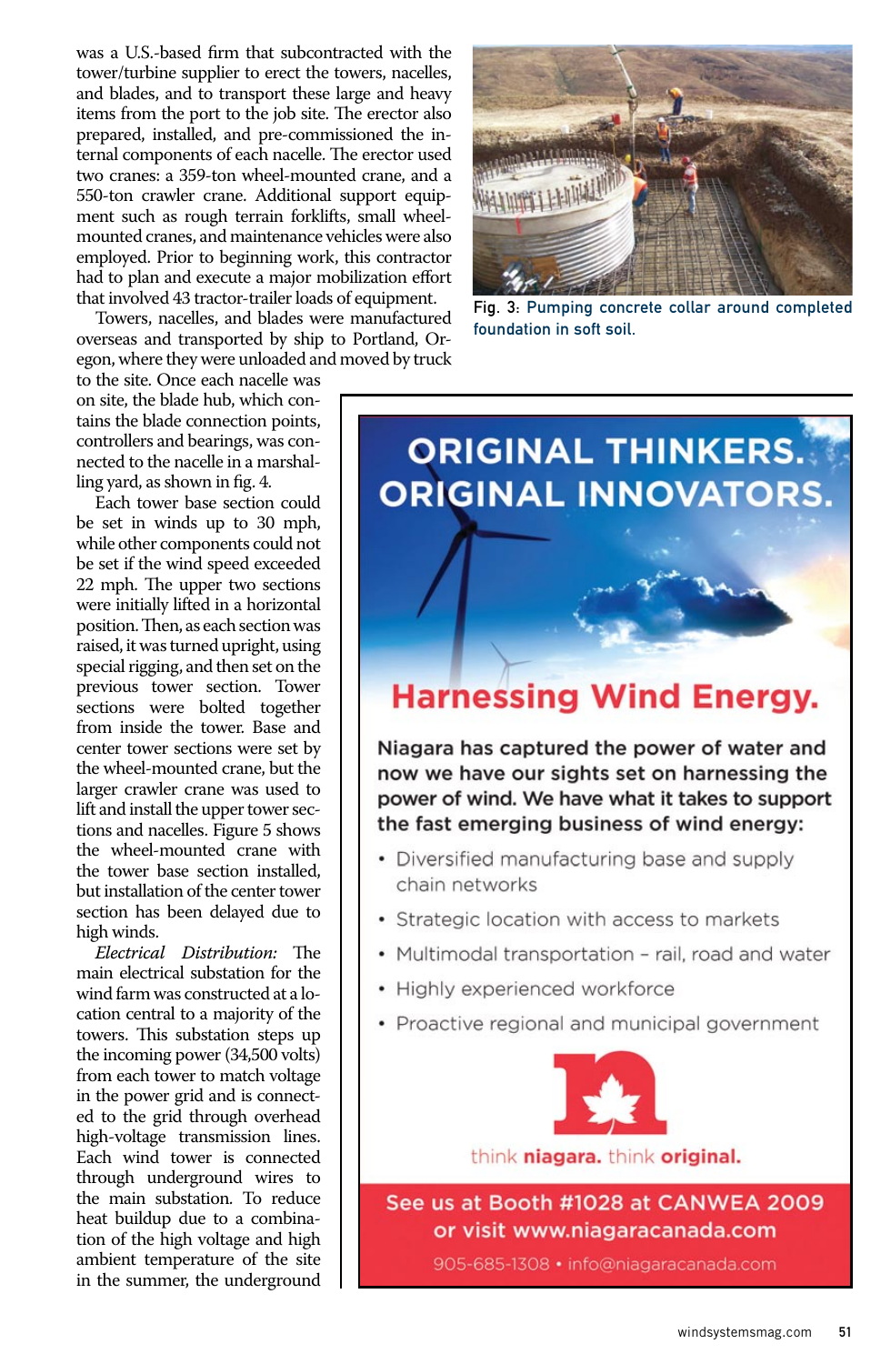was a U.S.-based firm that subcontracted with the tower/turbine supplier to erect the towers, nacelles, and blades, and to transport these large and heavy items from the port to the job site. The erector also prepared, installed, and pre-commissioned the internal components of each nacelle. The erector used two cranes: a 359-ton wheel-mounted crane, and a 550-ton crawler crane. Additional support equipment such as rough terrain forklifts, small wheel-mounted cranes, and maintenance vehicles were also employed. Prior to beginning work, this contractor had to plan and execute a major mobilization effort that involved 43 tractor-trailer loads of equipment.

Towers, nacelles, and blades were manufactured overseas and transported by ship to Portland, Oregon, where they were unloaded and moved by truck to the site. Once each nacelle was on site, the blade hub, which contains the blade connection points, controllers and bearings, was connected to the nacelle in a marshalling yard, as shown in fig. 4.

Each tower base section could be set in winds up to 30 mph, while other components could not be set if the wind speed exceeded 22 mph. The upper two sections were initially lifted in a horizontal position. Then, as each section was raised, it was turned upright, using special rigging, and then set on the previous tower section. Tower sections were bolted together from inside the tower. Base and center tower sections were set by the wheel-mounted crane, but the larger crawler crane was used to lift and install the upper tower sections and nacelles. Figure 5 shows the wheel-mounted crane with the tower base section installed, but installation of the center tower section has been delayed due to high winds.

*Electrical Distribution:* The main electrical substation for the wind farm was constructed at a location central to a majority of the towers. This substation steps up the incoming power (34,500 volts) from each tower to match voltage in the power grid and is connected to the grid through overhead high-voltage transmission lines. Each wind tower is connected through underground wires to the main substation. To reduce heat buildup due to a combination of the high voltage and high ambient temperature of the site in the summer, the underground

Fig. 3: Pumping concrete collar around completed foundation in soft soil.

ORIGINAL THINKERS. ORIGINAL INNOVATORS.

Harnessing Wind Energy.

Niagara has captured the power of water and now we have our sights set on harnessing the power of wind. We have what it takes to support the fast emerging business of wind energy:

- Diversified manufacturing base and supply chain networks
- Strategic location with access to markets
- Multimodal transportation – rail, road and water
- Highly experienced workforce
- Proactive regional and municipal government

think **niagara.** think **original.**

See us at Booth #1028 at CANWEA 2009 or visit www.niagaracanada.com

905-685-1308 • info@niagaracanada.com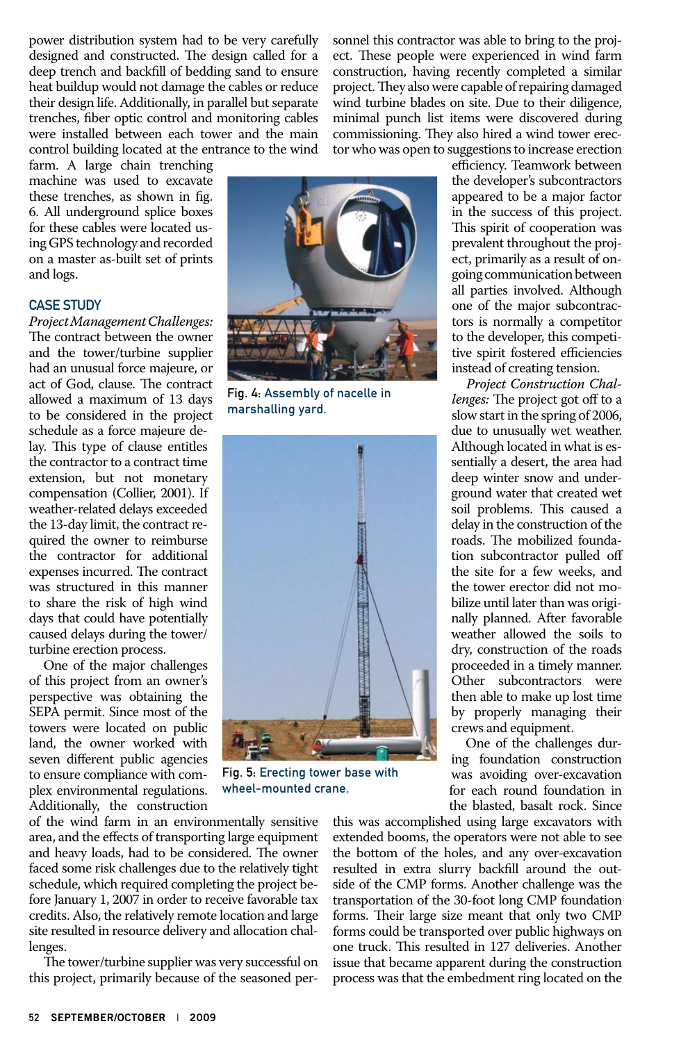power distribution system had to be very carefully designed and constructed. The design called for a deep trench and backfill of bedding sand to ensure heat buildup would not damage the cables or reduce their design life. Additionally, in parallel but separate trenches, fiber optic control and monitoring cables were installed between each tower and the main control building located at the entrance to the wind farm. A large chain trenching machine was used to excavate these trenches, as shown in fig. 6. All underground splice boxes for these cables were located using GPS technology and recorded on a master as-built set of prints and logs.

## CASE STUDY

*Project Management Challenges:* The contract between the owner and the tower/turbine supplier had an unusual force majeure, or act of God, clause. The contract allowed a maximum of 13 days to be considered in the project schedule as a force majeure delay. This type of clause entitles the contractor to a contract time extension, but not monetary compensation (Collier, 2001). If weather-related delays exceeded the 13-day limit, the contract required the owner to reimburse the contractor for additional expenses incurred. The contract was structured in this manner to share the risk of high wind days that could have potentially caused delays during the tower/turbine erection process.

One of the major challenges of this project from an owner's perspective was obtaining the SEPA permit. Since most of the towers were located on public land, the owner worked with seven different public agencies to ensure compliance with complex environmental regulations. Additionally, the construction of the wind farm in an environmentally sensitive area, and the effects of transporting large equipment and heavy loads, had to be considered. The owner faced some risk challenges due to the relatively tight schedule, which required completing the project before January 1, 2007 in order to receive favorable tax credits. Also, the relatively remote location and large site resulted in resource delivery and allocation challenges.

The tower/turbine supplier was very successful on this project, primarily because of the seasoned personnel this contractor was able to bring to the project. These people were experienced in wind farm construction, having recently completed a similar project. They also were capable of repairing damaged wind turbine blades on site. Due to their diligence, minimal punch list items were discovered during commissioning. They also hired a wind tower erector who was open to suggestions to increase erection efficiency. Teamwork between the developer's subcontractors appeared to be a major factor in the success of this project. This spirit of cooperation was prevalent throughout the project, primarily as a result of ongoing communication between all parties involved. Although one of the major subcontractors is normally a competitor to the developer, this competitive spirit fostered efficiencies instead of creating tension.

Fig. 4: Assembly of nacelle in marshalling yard.

Fig. 5: Erecting tower base with wheel-mounted crane.

*Project Construction Challenges:* The project got off to a slow start in the spring of 2006, due to unusually wet weather. Although located in what is essentially a desert, the area had deep winter snow and underground water that created wet soil problems. This caused a delay in the construction of the roads. The mobilized foundation subcontractor pulled off the site for a few weeks, and the tower erector did not mobilize until later than was originally planned. After favorable weather allowed the soils to dry, construction of the roads proceeded in a timely manner. Other subcontractors were then able to make up lost time by properly managing their crews and equipment.

One of the challenges during foundation construction was avoiding over-excavation for each round foundation in the blasted, basalt rock. Since this was accomplished using large excavators with extended booms, the operators were not able to see the bottom of the holes, and any over-excavation resulted in extra slurry backfill around the outside of the CMP forms. Another challenge was the transportation of the 30-foot long CMP foundation forms. Their large size meant that only two CMP forms could be transported over public highways on one truck. This resulted in 127 deliveries. Another issue that became apparent during the construction process was that the embedment ring located on the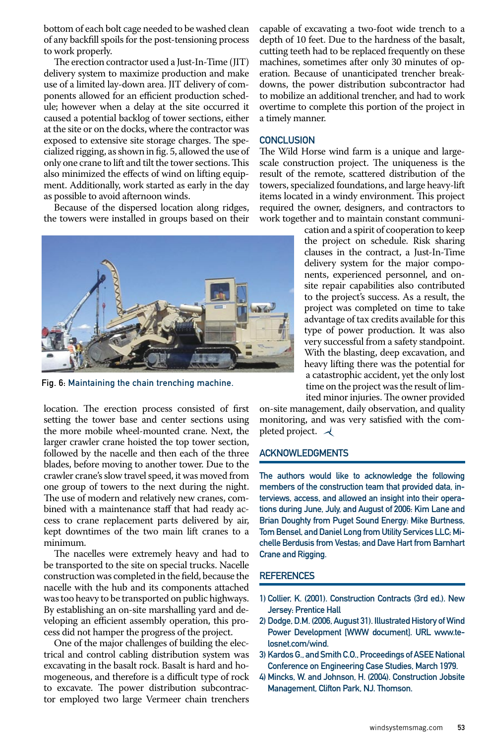bottom of each bolt cage needed to be washed clean of any backfill spoils for the post-tensioning process to work properly.

The erection contractor used a Just-In-Time (JIT) delivery system to maximize production and make use of a limited lay-down area. JIT delivery of components allowed for an efficient production schedule; however when a delay at the site occurred it caused a potential backlog of tower sections, either at the site or on the docks, where the contractor was exposed to extensive site storage charges. The specialized rigging, as shown in fig. 5, allowed the use of only one crane to lift and tilt the tower sections. This also minimized the effects of wind on lifting equipment. Additionally, work started as early in the day as possible to avoid afternoon winds.

Because of the dispersed location along ridges, the towers were installed in groups based on their location. The erection process consisted of first setting the tower base and center sections using the more mobile wheel-mounted crane. Next, the larger crawler crane hoisted the top tower section, followed by the nacelle and then each of the three blades, before moving to another tower. Due to the crawler crane's slow travel speed, it was moved from one group of towers to the next during the night. The use of modern and relatively new cranes, combined with a maintenance staff that had ready access to crane replacement parts delivered by air, kept downtimes of the two main lift cranes to a minimum.

Fig. 6: Maintaining the chain trenching machine.

The nacelles were extremely heavy and had to be transported to the site on special trucks. Nacelle construction was completed in the field, because the nacelle with the hub and its components attached was too heavy to be transported on public highways. By establishing an on-site marshalling yard and developing an efficient assembly operation, this process did not hamper the progress of the project.

One of the major challenges of building the electrical and control cabling distribution system was excavating in the basalt rock. Basalt is hard and homogeneous, and therefore is a difficult type of rock to excavate. The power distribution subcontractor employed two large Vermeer chain trenchers capable of excavating a two-foot wide trench to a depth of 10 feet. Due to the hardness of the basalt, cutting teeth had to be replaced frequently on these machines, sometimes after only 30 minutes of operation. Because of unanticipated trencher breakdowns, the power distribution subcontractor had to mobilize an additional trencher, and had to work overtime to complete this portion of the project in a timely manner.

## CONCLUSION

The Wild Horse wind farm is a unique and large-scale construction project. The uniqueness is the result of the remote, scattered distribution of the towers, specialized foundations, and large heavy-lift items located in a windy environment. This project required the owner, designers, and contractors to work together and to maintain constant communication and a spirit of cooperation to keep the project on schedule. Risk sharing clauses in the contract, a Just-In-Time delivery system for the major components, experienced personnel, and on-site repair capabilities also contributed to the project's success. As a result, the project was completed on time to take advantage of tax credits available for this type of power production. It was also very successful from a safety standpoint. With the blasting, deep excavation, and heavy lifting there was the potential for a catastrophic accident, yet the only lost time on the project was the result of limited minor injuries. The owner provided on-site management, daily observation, and quality monitoring, and was very satisfied with the completed project.

## ACKNOWLEDGMENTS

The authors would like to acknowledge the following members of the construction team that provided data, interviews, access, and allowed an insight into their operations during June, July, and August of 2006: Kim Lane and Brian Doughty from Puget Sound Energy; Mike Burtness, Tom Bensel, and Daniel Long from Utility Services LLC; Michelle Berdusis from Vestas; and Dave Hart from Barnhart Crane and Rigging.

## REFERENCES

1) Collier, K. (2001). Construction Contracts (3rd ed.). New Jersey: Prentice Hall
2) Dodge, D.M. (2006, August 31). Illustrated History of Wind Power Development [WWW document]. URL www.telosnet.com/wind.
3) Kardos G., and Smith C.O., Proceedings of ASEE National Conference on Engineering Case Studies, March 1979.
4) Mincks, W. and Johnson, H. (2004). Construction Jobsite Management, Clifton Park, NJ. Thomson.